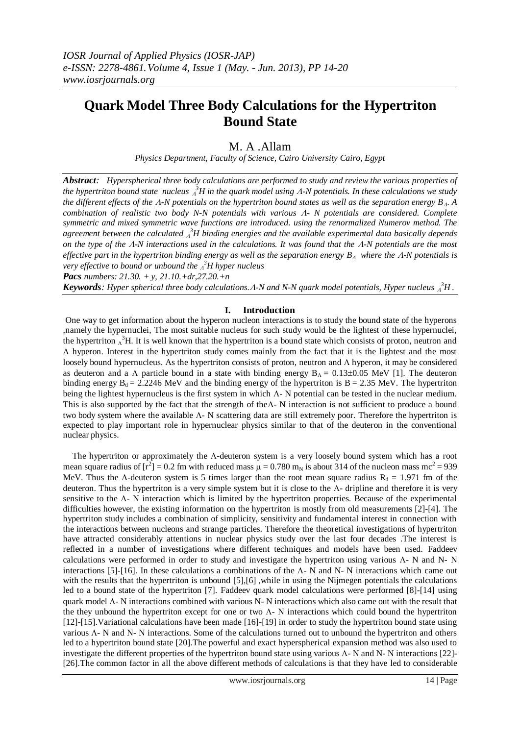# Quark Model Three Body Calculations for the Hypertriton Bound State

M. A .Allam

*Physics Department, Faculty of Science, Cairo University Cairo, Egypt*

***Abstract**: Hyperspherical three body calculations are performed to study and review the various properties of the hypertriton bound state nucleus $_{\Lambda}^{3}H$ in the quark model using Λ-N potentials. In these calculations we study the different effects of the Λ-N potentials on the hypertriton bound states as well as the separation energy $B_{\Lambda}$. A combination of realistic two body N-N potentials with various Λ- N potentials are considered. Complete symmetric and mixed symmetric wave functions are introduced. using the renormalized Numerov method. The agreement between the calculated $_{\Lambda}^{3}H$ binding energies and the available experimental data basically depends on the type of the Λ-N interactions used in the calculations. It was found that the Λ-N potentials are the most effective part in the hypertriton binding energy as well as the separation energy $B_{\Lambda}$ where the Λ-N potentials is very effective to bound or unbound the $_{\Lambda}^{3}H$ hyper nucleus*

***Pacs** numbers: 21.30. + y, 21.10.+dr,27.20.+n*

***Keywords**: Hyper spherical three body calculations.Λ-N and N-N quark model potentials, Hyper nucleus $_{\Lambda}^{3}H$.*

## I. Introduction

One way to get information about the hyperon nucleon interactions is to study the bound state of the hyperons ,namely the hypernuclei, The most suitable nucleus for such study would be the lightest of these hypernuclei, the hypertriton $_{\Lambda}^{3}H$. It is well known that the hypertriton is a bound state which consists of proton, neutron and Λ hyperon. Interest in the hypertriton study comes mainly from the fact that it is the lightest and the most loosely bound hypernucleus. As the hypertriton consists of proton, neutron and Λ hyperon, it may be considered as deuteron and a Λ particle bound in a state with binding energy $B_{\Lambda} = 0.13\pm0.05$ MeV [1]. The deuteron binding energy $B_d = 2.2246$ MeV and the binding energy of the hypertriton is B = 2.35 MeV. The hypertriton being the lightest hypernucleus is the first system in which Λ- N potential can be tested in the nuclear medium. This is also supported by the fact that the strength of theΛ- N interaction is not sufficient to produce a bound two body system where the available Λ- N scattering data are still extremely poor. Therefore the hypertriton is expected to play important role in hypernuclear physics similar to that of the deuteron in the conventional nuclear physics.

The hypertriton or approximately the Λ-deuteron system is a very loosely bound system which has a root mean square radius of $[r^2] = 0.2$ fm with reduced mass $\mu = 0.780\ m_N$ is about 314 of the nucleon mass $mc^2 = 939$ MeV. Thus the Λ-deuteron system is 5 times larger than the root mean square radius $R_d = 1.971$ fm of the deuteron. Thus the hypertriton is a very simple system but it is close to the Λ- dripline and therefore it is very sensitive to the Λ- N interaction which is limited by the hypertriton properties. Because of the experimental difficulties however, the existing information on the hypertriton is mostly from old measurements [2]-[4]. The hypertriton study includes a combination of simplicity, sensitivity and fundamental interest in connection with the interactions between nucleons and strange particles. Therefore the theoretical investigations of hypertriton have attracted considerably attentions in nuclear physics study over the last four decades .The interest is reflected in a number of investigations where different techniques and models have been used. Faddeev calculations were performed in order to study and investigate the hypertriton using various Λ- N and N- N interactions [5]-[16]. In these calculations a combinations of the Λ- N and N- N interactions which came out with the results that the hypertriton is unbound [5],[6] ,while in using the Nijmegen potentials the calculations led to a bound state of the hypertriton [7]. Faddeev quark model calculations were performed [8]-[14] using quark model Λ- N interactions combined with various N- N interactions which also came out with the result that the they unbound the hypertriton except for one or two Λ- N interactions which could bound the hypertriton [12]-[15].Variational calculations have been made [16]-[19] in order to study the hypertriton bound state using various Λ- N and N- N interactions. Some of the calculations turned out to unbound the hypertriton and others led to a hypertriton bound state [20].The powerful and exact hyperspherical expansion method was also used to investigate the different properties of the hypertriton bound state using various Λ- N and N- N interactions [22]-[26].The common factor in all the above different methods of calculations is that they have led to considerable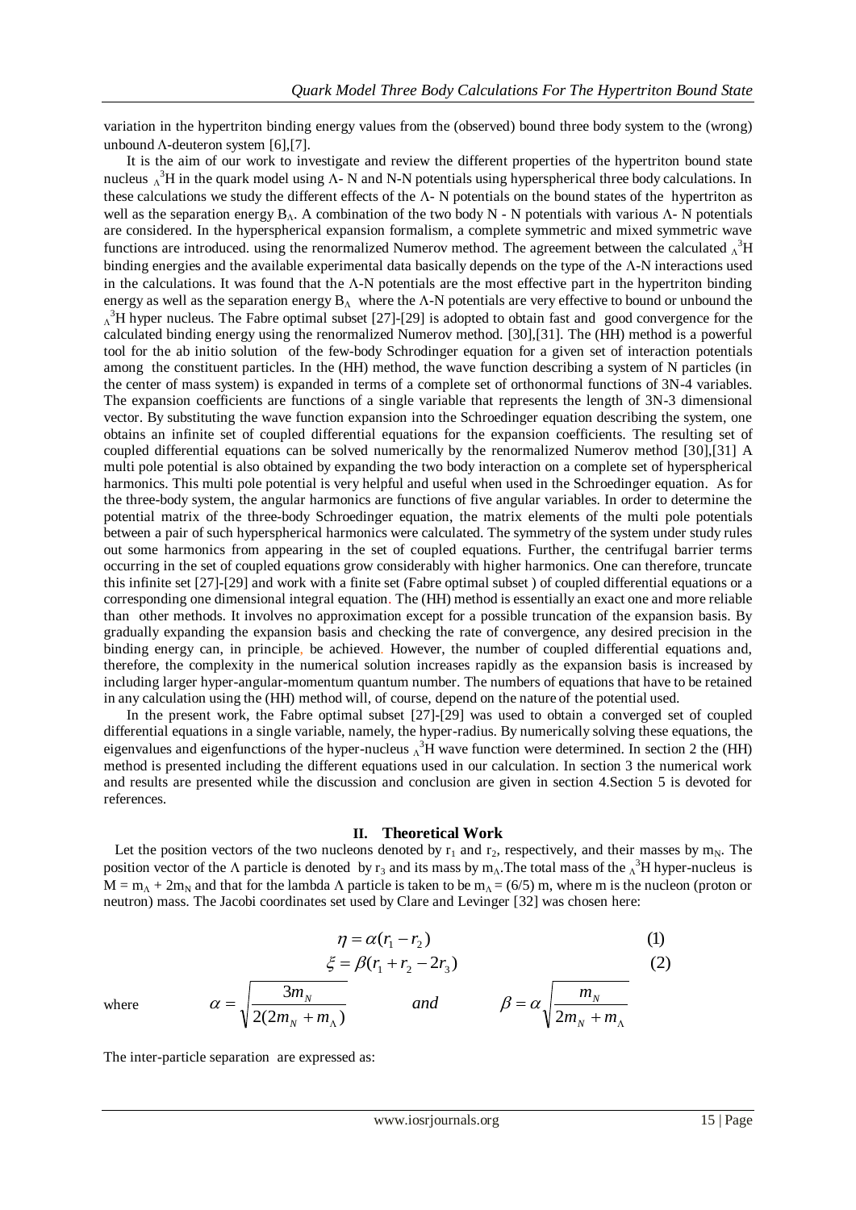variation in the hypertriton binding energy values from the (observed) bound three body system to the (wrong) unbound Λ-deuteron system [6],[7].

It is the aim of our work to investigate and review the different properties of the hypertriton bound state nucleus ${}_{\Lambda}^{3}H$ in the quark model using Λ- N and N-N potentials using hyperspherical three body calculations. In these calculations we study the different effects of the Λ- N potentials on the bound states of the hypertriton as well as the separation energy $B_{\Lambda}$. A combination of the two body N - N potentials with various Λ- N potentials are considered. In the hyperspherical expansion formalism, a complete symmetric and mixed symmetric wave functions are introduced. using the renormalized Numerov method. The agreement between the calculated ${}_{\Lambda}^{3}H$ binding energies and the available experimental data basically depends on the type of the Λ-N interactions used in the calculations. It was found that the Λ-N potentials are the most effective part in the hypertriton binding energy as well as the separation energy $B_{\Lambda}$ where the Λ-N potentials are very effective to bound or unbound the ${}_{\Lambda}^{3}H$ hyper nucleus. The Fabre optimal subset [27]-[29] is adopted to obtain fast and good convergence for the calculated binding energy using the renormalized Numerov method. [30],[31]. The (HH) method is a powerful tool for the ab initio solution of the few-body Schrodinger equation for a given set of interaction potentials among the constituent particles. In the (HH) method, the wave function describing a system of N particles (in the center of mass system) is expanded in terms of a complete set of orthonormal functions of 3N-4 variables. The expansion coefficients are functions of a single variable that represents the length of 3N-3 dimensional vector. By substituting the wave function expansion into the Schroedinger equation describing the system, one obtains an infinite set of coupled differential equations for the expansion coefficients. The resulting set of coupled differential equations can be solved numerically by the renormalized Numerov method [30],[31] A multi pole potential is also obtained by expanding the two body interaction on a complete set of hyperspherical harmonics. This multi pole potential is very helpful and useful when used in the Schroedinger equation. As for the three-body system, the angular harmonics are functions of five angular variables. In order to determine the potential matrix of the three-body Schroedinger equation, the matrix elements of the multi pole potentials between a pair of such hyperspherical harmonics were calculated. The symmetry of the system under study rules out some harmonics from appearing in the set of coupled equations. Further, the centrifugal barrier terms occurring in the set of coupled equations grow considerably with higher harmonics. One can therefore, truncate this infinite set [27]-[29] and work with a finite set (Fabre optimal subset ) of coupled differential equations or a corresponding one dimensional integral equation. The (HH) method is essentially an exact one and more reliable than other methods. It involves no approximation except for a possible truncation of the expansion basis. By gradually expanding the expansion basis and checking the rate of convergence, any desired precision in the binding energy can, in principle, be achieved. However, the number of coupled differential equations and, therefore, the complexity in the numerical solution increases rapidly as the expansion basis is increased by including larger hyper-angular-momentum quantum number. The numbers of equations that have to be retained in any calculation using the (HH) method will, of course, depend on the nature of the potential used.

In the present work, the Fabre optimal subset [27]-[29] was used to obtain a converged set of coupled differential equations in a single variable, namely, the hyper-radius. By numerically solving these equations, the eigenvalues and eigenfunctions of the hyper-nucleus ${}_{\Lambda}^{3}H$ wave function were determined. In section 2 the (HH) method is presented including the different equations used in our calculation. In section 3 the numerical work and results are presented while the discussion and conclusion are given in section 4.Section 5 is devoted for references.

## II. Theoretical Work

Let the position vectors of the two nucleons denoted by $r_1$ and $r_2$, respectively, and their masses by $m_N$. The position vector of the Λ particle is denoted by $r_3$ and its mass by $m_{\Lambda}$.The total mass of the ${}_{\Lambda}^{3}H$ hyper-nucleus is $M = m_{\Lambda} + 2m_N$ and that for the lambda Λ particle is taken to be $m_{\Lambda} = (6/5)$ m, where m is the nucleon (proton or neutron) mass. The Jacobi coordinates set used by Clare and Levinger [32] was chosen here:

$$\eta = \alpha(r_1 - r_2) \tag{1}$$

$$\xi = \beta(r_1 + r_2 - 2r_3) \tag{2}$$

where $\alpha = \sqrt{\dfrac{3m_N}{2(2m_N + m_{\Lambda})}}$ *and* $\beta = \alpha\sqrt{\dfrac{m_N}{2m_N + m_{\Lambda}}}$

The inter-particle separation are expressed as: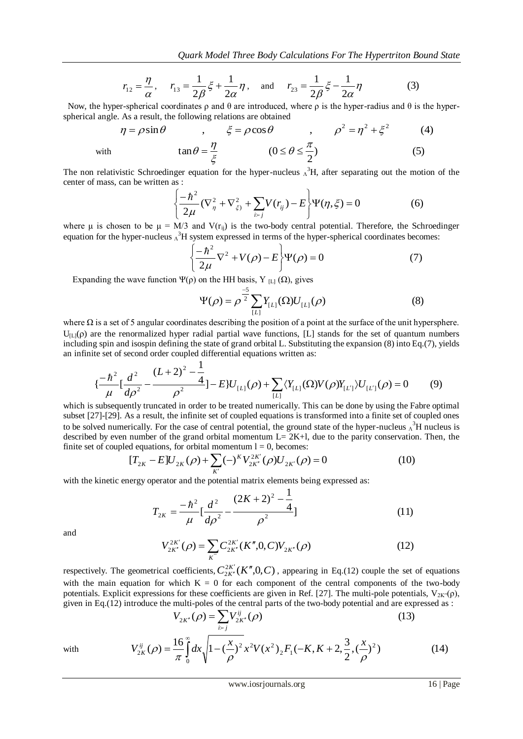$$r_{12} = \frac{\eta}{\alpha}, \quad r_{13} = \frac{1}{2\beta}\xi + \frac{1}{2\alpha}\eta, \quad \text{and} \quad r_{23} = \frac{1}{2\beta}\xi - \frac{1}{2\alpha}\eta \tag{3}$$

Now, the hyper-spherical coordinates ρ and θ are introduced, where ρ is the hyper-radius and θ is the hyper-spherical angle. As a result, the following relations are obtained

$$\eta = \rho \sin\theta \quad , \quad \xi = \rho\cos\theta \quad , \quad \rho^2 = \eta^2 + \xi^2 \tag{4}$$

with

$$\tan\theta = \frac{\eta}{\xi} \qquad (0 \le \theta \le \frac{\pi}{2}) \tag{5}$$

The non relativistic Schroedinger equation for the hyper-nucleus $_\Lambda^3$H, after separating out the motion of the center of mass, can be written as :

$$\left\{ \frac{-\hbar^2}{2\mu}(\nabla_\eta^2 + \nabla_{\xi)}^2 + \sum_{i \succ j} V(r_{ij}) - E \right\} \Psi(\eta, \xi) = 0 \tag{6}$$

where μ is chosen to be μ = M/3 and $V(r_{ij})$ is the two-body central potential. Therefore, the Schroedinger equation for the hyper-nucleus $_\Lambda^3$H system expressed in terms of the hyper-spherical coordinates becomes:

$$\left\{ \frac{-\hbar^2}{2\mu}\nabla^2 + V(\rho) - E \right\} \Psi(\rho) = 0 \tag{7}$$

Expanding the wave function Ψ(ρ) on the HH basis, $Y_{[L]}(\Omega)$, gives

$$\Psi(\rho) = \rho^{\frac{-5}{2}} \sum_{[L]} Y_{[L]}(\Omega) U_{[L]}(\rho) \tag{8}$$

where Ω is a set of 5 angular coordinates describing the position of a point at the surface of the unit hypersphere. $U_{[L]}(\rho)$ are the renormalized hyper radial partial wave functions, [L] stands for the set of quantum numbers including spin and isospin defining the state of grand orbital L. Substituting the expansion (8) into Eq.(7), yields an infinite set of second order coupled differential equations written as:

$$\{ \frac{-\hbar^2}{\mu}[\frac{d^2}{d\rho^2} - \frac{(L+2)^2 - \frac{1}{4}}{\rho^2}] - E \} U_{[L]}(\rho) + \sum_{[L]} \langle Y_{[L]}(\Omega) V(\rho) Y_{[L']} \rangle U_{[L']}(\rho) = 0 \tag{9}$$

which is subsequently truncated in order to be treated numerically. This can be done by using the Fabre optimal subset [27]-[29]. As a result, the infinite set of coupled equations is transformed into a finite set of coupled ones to be solved numerically. For the case of central potential, the ground state of the hyper-nucleus $_\Lambda^3$H nucleus is described by even number of the grand orbital momentum L= 2K+l, due to the parity conservation. Then, the finite set of coupled equations, for orbital momentum l = 0, becomes:

$$[T_{2K} - E] U_{2K}(\rho) + \sum_{K'} (-)^K V_{2K''}^{2K'}(\rho) U_{2K'}(\rho) = 0 \tag{10}$$

with the kinetic energy operator and the potential matrix elements being expressed as:

$$T_{2K} = \frac{-\hbar^2}{\mu}[\frac{d^2}{d\rho^2} - \frac{(2K+2)^2 - \frac{1}{4}}{\rho^2}] \tag{11}$$

and

$$V_{2K''}^{2K'}(\rho) = \sum_{K'''} C_{2K''}^{2K'}(K'', 0, C) V_{2K''}(\rho) \tag{12}$$

respectively. The geometrical coefficients, $C_{2K''}^{2K'}(K'', 0, C)$, appearing in Eq.(12) couple the set of equations with the main equation for which K = 0 for each component of the central components of the two-body potentials. Explicit expressions for these coefficients are given in Ref. [27]. The multi-pole potentials, $V_{2K''}(\rho)$, given in Eq.(12) introduce the multi-poles of the central parts of the two-body potential and are expressed as :

$$V_{2K''}(\rho) = \sum_{i \succ j} V_{2K''}^{ij}(\rho) \tag{13}$$

with

$$V_{2K}^{ij}(\rho) = \frac{16}{\pi} \int_0^\infty dx \sqrt{1 - (\frac{x}{\rho})^2} \, x^2 V(x^2) \, {}_2F_1(-K, K+2, \frac{3}{2}, (\frac{x}{\rho})^2) \tag{14}$$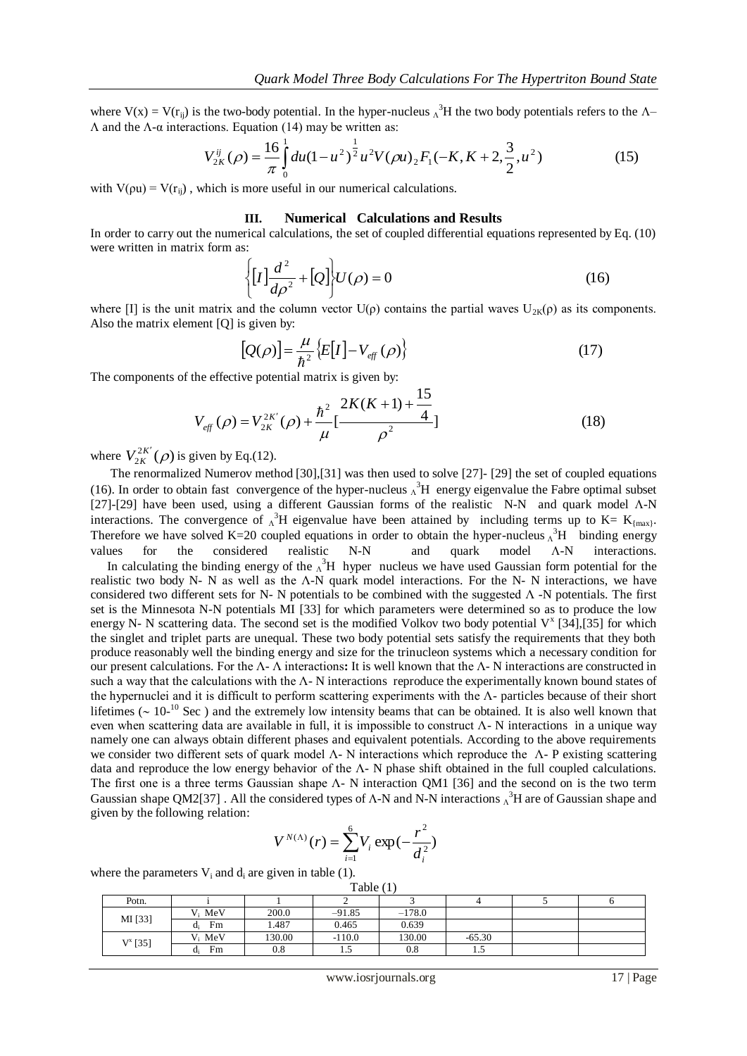where $V(x) = V(r_{ij})$ is the two-body potential. In the hyper-nucleus ${}_{\Lambda}^{3}H$ the two body potentials refers to the Λ–Λ and the Λ-α interactions. Equation (14) may be written as:

$$V_{2K}^{ij}(\rho) = \frac{16}{\pi}\int_0^1 du(1-u^2)^{\frac{1}{2}} u^2 V(\rho u)\, {}_2F_1(-K, K+2, \frac{3}{2}, u^2) \tag{15}$$

with $V(\rho u) = V(r_{ij})$ , which is more useful in our numerical calculations.

## III. Numerical Calculations and Results

In order to carry out the numerical calculations, the set of coupled differential equations represented by Eq. (10) were written in matrix form as:

$$\left\{[I]\frac{d^2}{d\rho^2} + [Q]\right\}U(\rho) = 0 \tag{16}$$

where [I] is the unit matrix and the column vector $U(\rho)$ contains the partial waves $U_{2K}(\rho)$ as its components. Also the matrix element [Q] is given by:

$$[Q(\rho)] = \frac{\mu}{\hbar^2}\left\{E[I] - V_{eff}(\rho)\right\} \tag{17}$$

The components of the effective potential matrix is given by:

$$V_{eff}(\rho) = V_{2K}^{2K'}(\rho) + \frac{\hbar^2}{\mu}\left[\frac{2K(K+1) + \frac{15}{4}}{\rho^2}\right] \tag{18}$$

where $V_{2K}^{2K'}(\rho)$ is given by Eq.(12).

The renormalized Numerov method [30],[31] was then used to solve [27]- [29] the set of coupled equations (16). In order to obtain fast convergence of the hyper-nucleus ${}_{\Lambda}^{3}H$ energy eigenvalue the Fabre optimal subset [27]-[29] have been used, using a different Gaussian forms of the realistic N-N and quark model Λ-N interactions. The convergence of ${}_{\Lambda}^{3}H$ eigenvalue have been attained by including terms up to $K = K_{\{max\}}$. Therefore we have solved K=20 coupled equations in order to obtain the hyper-nucleus ${}_{\Lambda}^{3}H$ binding energy values for the considered realistic N-N and quark model Λ-N interactions.

In calculating the binding energy of the ${}_{\Lambda}^{3}H$ hyper nucleus we have used Gaussian form potential for the realistic two body N- N as well as the Λ-N quark model interactions. For the N- N interactions, we have considered two different sets for N- N potentials to be combined with the suggested Λ -N potentials. The first set is the Minnesota N-N potentials MI [33] for which parameters were determined so as to produce the low energy N- N scattering data. The second set is the modified Volkov two body potential $V^x$ [34],[35] for which the singlet and triplet parts are unequal. These two body potential sets satisfy the requirements that they both produce reasonably well the binding energy and size for the trinucleon systems which a necessary condition for our present calculations. For the Λ- Λ interactions**:** It is well known that the Λ- N interactions are constructed in such a way that the calculations with the Λ- N interactions reproduce the experimentally known bound states of the hypernuclei and it is difficult to perform scattering experiments with the Λ- particles because of their short lifetimes (~ $10^{-10}$ Sec ) and the extremely low intensity beams that can be obtained. It is also well known that even when scattering data are available in full, it is impossible to construct Λ- N interactions in a unique way namely one can always obtain different phases and equivalent potentials. According to the above requirements we consider two different sets of quark model Λ- N interactions which reproduce the Λ- P existing scattering data and reproduce the low energy behavior of the Λ- N phase shift obtained in the full coupled calculations. The first one is a three terms Gaussian shape Λ- N interaction QM1 [36] and the second on is the two term Gaussian shape QM2[37] . All the considered types of Λ-N and N-N interactions ${}_{\Lambda}^{3}H$ are of Gaussian shape and given by the following relation:

$$V^{N(\Lambda)}(r) = \sum_{i=1}^{6} V_i \exp(-\frac{r^2}{d_i^2})$$

where the parameters $V_i$ and $d_i$ are given in table (1).

Table (1)

| Potn. | i | 1 | 2 | 3 | 4 | 5 | 6 |
|---|---|---|---|---|---|---|---|
| MI [33] | $V_i$ MeV | 200.0 | −91.85 | −178.0 | | | |
| | $d_i$ Fm | 1.487 | 0.465 | 0.639 | | | |
| $V^x$ [35] | $V_i$ MeV | 130.00 | -110.0 | 130.00 | -65.30 | | |
| | $d_i$ Fm | 0.8 | 1.5 | 0.8 | 1.5 | | |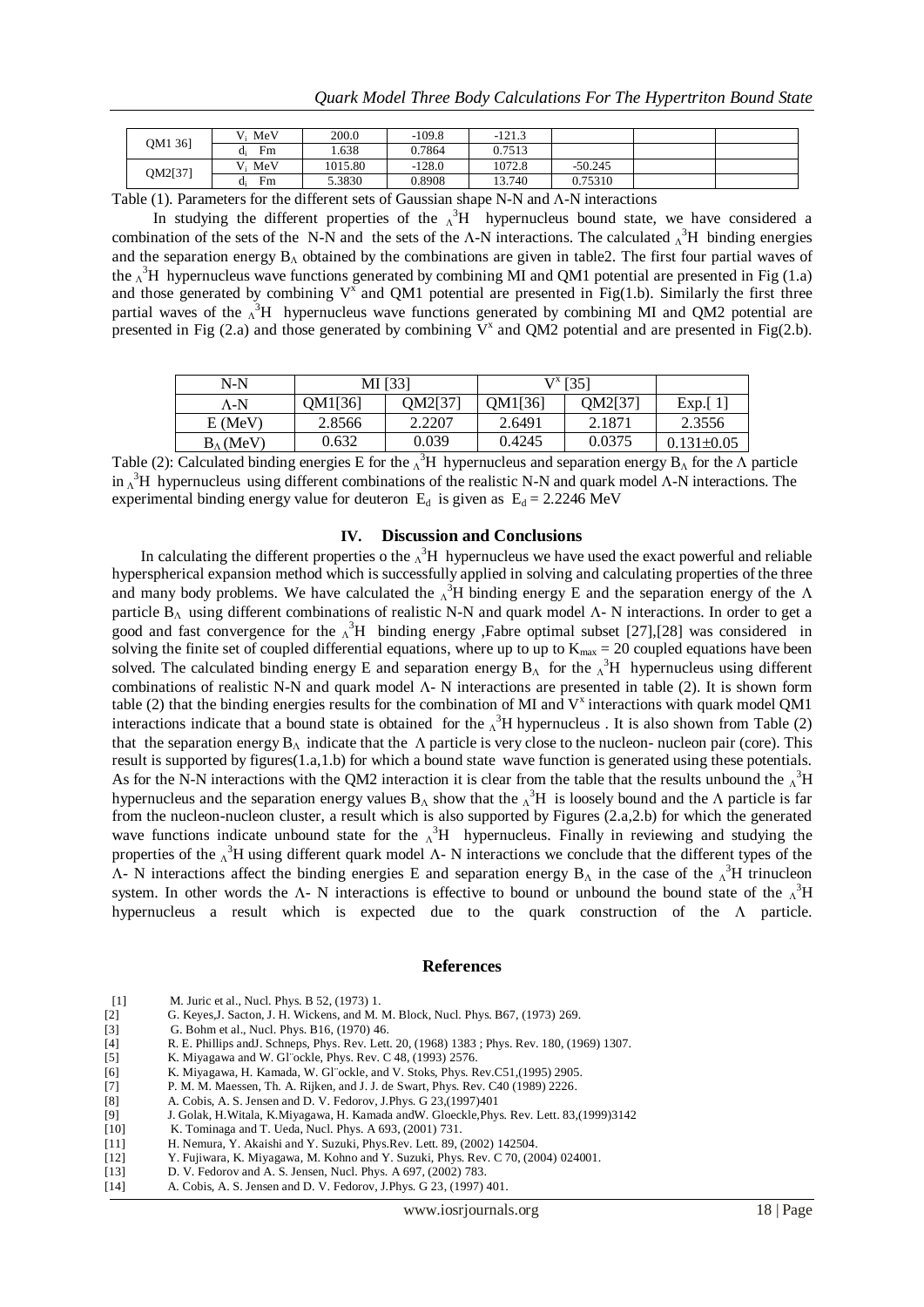| QM1 36] | $V_i$ MeV | 200.0 | -109.8 | -121.3 | | | |
|---|---|---|---|---|---|---|---|
| | $d_i$ Fm | 1.638 | 0.7864 | 0.7513 | | | |
| QM2[37] | $V_i$ MeV | 1015.80 | -128.0 | 1072.8 | -50.245 | | |
| | $d_i$ Fm | 5.3830 | 0.8908 | 13.740 | 0.75310 | | |

Table (1). Parameters for the different sets of Gaussian shape N-N and Λ-N interactions

In studying the different properties of the ${}_{\Lambda}^{3}H$ hypernucleus bound state, we have considered a combination of the sets of the N-N and the sets of the Λ-N interactions. The calculated ${}_{\Lambda}^{3}H$ binding energies and the separation energy $B_{\Lambda}$ obtained by the combinations are given in table2. The first four partial waves of the ${}_{\Lambda}^{3}H$ hypernucleus wave functions generated by combining MI and QM1 potential are presented in Fig (1.a) and those generated by combining $V^{x}$ and QM1 potential are presented in Fig(1.b). Similarly the first three partial waves of the ${}_{\Lambda}^{3}H$ hypernucleus wave functions generated by combining MI and QM2 potential are presented in Fig (2.a) and those generated by combining $V^{x}$ and QM2 potential and are presented in Fig(2.b).

| N-N | MI [33] | | $V^{x}$ [35] | | |
|---|---|---|---|---|---|
| Λ-N | QM1[36] | QM2[37] | QM1[36] | QM2[37] | Exp.[ 1] |
| E (MeV) | 2.8566 | 2.2207 | 2.6491 | 2.1871 | 2.3556 |
| $B_{\Lambda}$ (MeV) | 0.632 | 0.039 | 0.4245 | 0.0375 | 0.131±0.05 |

Table (2): Calculated binding energies E for the ${}_{\Lambda}^{3}H$ hypernucleus and separation energy $B_{\Lambda}$ for the Λ particle in ${}_{\Lambda}^{3}H$ hypernucleus using different combinations of the realistic N-N and quark model Λ-N interactions. The experimental binding energy value for deuteron $E_d$ is given as $E_d = 2.2246$ MeV

## IV. Discussion and Conclusions

In calculating the different properties o the ${}_{\Lambda}^{3}H$ hypernucleus we have used the exact powerful and reliable hyperspherical expansion method which is successfully applied in solving and calculating properties of the three and many body problems. We have calculated the ${}_{\Lambda}^{3}H$ binding energy E and the separation energy of the Λ particle $B_{\Lambda}$ using different combinations of realistic N-N and quark model Λ- N interactions. In order to get a good and fast convergence for the ${}_{\Lambda}^{3}H$ binding energy ,Fabre optimal subset [27],[28] was considered in solving the finite set of coupled differential equations, where up to up to $K_{max} = 20$ coupled equations have been solved. The calculated binding energy E and separation energy $B_{\Lambda}$ for the ${}_{\Lambda}^{3}H$ hypernucleus using different combinations of realistic N-N and quark model Λ- N interactions are presented in table (2). It is shown form table (2) that the binding energies results for the combination of MI and $V^{x}$ interactions with quark model QM1 interactions indicate that a bound state is obtained for the ${}_{\Lambda}^{3}H$ hypernucleus . It is also shown from Table (2) that the separation energy $B_{\Lambda}$ indicate that the Λ particle is very close to the nucleon- nucleon pair (core). This result is supported by figures(1.a,1.b) for which a bound state wave function is generated using these potentials. As for the N-N interactions with the QM2 interaction it is clear from the table that the results unbound the ${}_{\Lambda}^{3}H$ hypernucleus and the separation energy values $B_{\Lambda}$ show that the ${}_{\Lambda}^{3}H$ is loosely bound and the Λ particle is far from the nucleon-nucleon cluster, a result which is also supported by Figures (2.a,2.b) for which the generated wave functions indicate unbound state for the ${}_{\Lambda}^{3}H$ hypernucleus. Finally in reviewing and studying the properties of the ${}_{\Lambda}^{3}H$ using different quark model Λ- N interactions we conclude that the different types of the Λ- N interactions affect the binding energies E and separation energy $B_{\Lambda}$ in the case of the ${}_{\Lambda}^{3}H$ trinucleon system. In other words the Λ- N interactions is effective to bound or unbound the bound state of the ${}_{\Lambda}^{3}H$ hypernucleus a result which is expected due to the quark construction of the Λ particle.

## References

[1] M. Juric et al., Nucl. Phys. B 52, (1973) 1.
[2] G. Keyes,J. Sacton, J. H. Wickens, and M. M. Block, Nucl. Phys. B67, (1973) 269.
[3] G. Bohm et al., Nucl. Phys. B16, (1970) 46.
[4] R. E. Phillips andJ. Schneps, Phys. Rev. Lett. 20, (1968) 1383 ; Phys. Rev. 180, (1969) 1307.
[5] K. Miyagawa and W. Gl¨ockle, Phys. Rev. C 48, (1993) 2576.
[6] K. Miyagawa, H. Kamada, W. Gl¨ockle, and V. Stoks, Phys. Rev.C51,(1995) 2905.
[7] P. M. M. Maessen, Th. A. Rijken, and J. J. de Swart, Phys. Rev. C40 (1989) 2226.
[8] A. Cobis, A. S. Jensen and D. V. Fedorov, J.Phys. G 23,(1997)401
[9] J. Golak, H.Witala, K.Miyagawa, H. Kamada andW. Gloeckle,Phys. Rev. Lett. 83,(1999)3142
[10] K. Tominaga and T. Ueda, Nucl. Phys. A 693, (2001) 731.
[11] H. Nemura, Y. Akaishi and Y. Suzuki, Phys.Rev. Lett. 89, (2002) 142504.
[12] Y. Fujiwara, K. Miyagawa, M. Kohno and Y. Suzuki, Phys. Rev. C 70, (2004) 024001.
[13] D. V. Fedorov and A. S. Jensen, Nucl. Phys. A 697, (2002) 783.
[14] A. Cobis, A. S. Jensen and D. V. Fedorov, J.Phys. G 23, (1997) 401.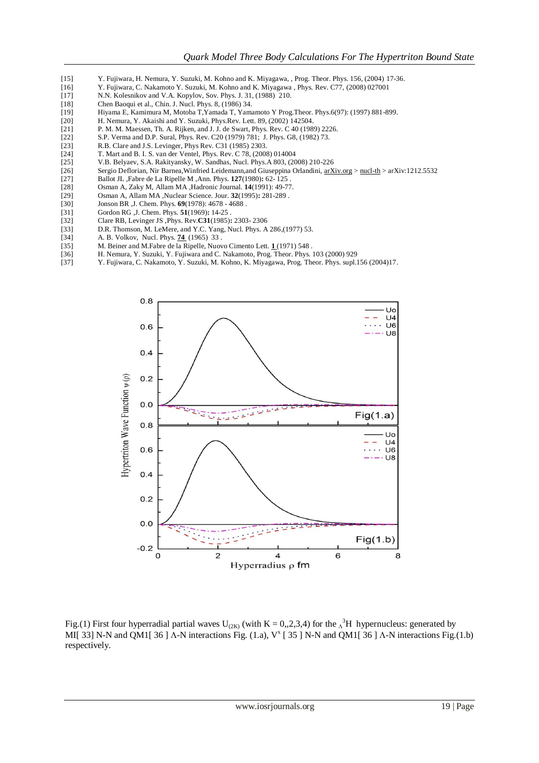[15] Y. Fujiwara, H. Nemura, Y. Suzuki, M. Kohno and K. Miyagawa, , Prog. Theor. Phys. 156, (2004) 17-36.
[16] Y. Fujiwara, C. Nakamoto Y. Suzuki, M. Kohno and K. Miyagawa , Phys. Rev. C77, (2008) 027001
[17] N.N. Kolesnikov and V.A. Kopylov, Sov. Phys. J. 31, (1988) 210.
[18] Chen Baoqui et al., Chin. J. Nucl. Phys. 8, (1986) 34.
[19] Hiyama E, Kamimura M, Motoba T,Yamada T, Yamamoto Y Prog.Theor. Phys.6(97): (1997) 881-899.
[20] H. Nemura, Y. Akaishi and Y. Suzuki, Phys.Rev. Lett. 89, (2002) 142504.
[21] P. M. M. Maessen, Th. A. Rijken, and J. J. de Swart, Phys. Rev. C 40 (1989) 2226.
[22] S.P. Verma and D.P. Sural, Phys. Rev. C20 (1979) 781; J. Phys. G8, (1982) 73.
[23] R.B. Clare and J.S. Levinger, Phys Rev. C31 (1985) 2303.
[24] T. Mart and B. I. S. van der Ventel, Phys. Rev. C 78, (2008) 014004
[25] V.B. Belyaev, S.A. Rakityansky, W. Sandhas, Nucl. Phys.A 803, (2008) 210-226
[26] Sergio Deflorian, Nir Barnea,Winfried Leidemann,and Giuseppina Orlandini, arXiv.org > nucl-th > arXiv:1212.5532
[27] Ballot JL ,Fabre de La Ripelle M ,Ann. Phys. **127**(1980)**:** 62- 125 .
[28] Osman A, Zaky M, Allam MA ,Hadronic Journal. **14**(1991): 49-77.
[29] Osman A, Allam MA ,Nuclear Science. Jour. **32**(1995)**:** 281-289 .
[30] Jonson BR ,J. Chem. Phys. **69**(1978): 4678 - 4688 .
[31] Gordon RG ,J. Chem. Phys. **51**(1969)**:** 14-25 .
[32] Clare RB, Levinger JS ,Phys. Rev.**C31**(1985)**:** 2303- 2306
[33] D.R. Thomson, M. LeMere, and Y.C. Yang, Nucl. Phys. A 286,(1977) 53.
[34] A. B. Volkov, Nucl. Phys. **74** (1965) 33 .
[35] M. Beiner and M.Fabre de la Ripelle, Nuovo Cimento Lett. **1** (1971) 548 .
[36] H. Nemura, Y. Suzuki, Y. Fujiwara and C. Nakamoto, Prog. Theor. Phys. 103 (2000) 929
[37] Y. Fujiwara, C. Nakamoto, Y. Suzuki, M. Kohno, K. Miyagawa, Prog. Theor. Phys. supl.156 (2004)17.

Fig.(1) First four hyperradial partial waves $U_{(2K)}$ (with K = 0,,2,3,4) for the ${}_{\Lambda}^{3}H$ hypernucleus: generated by MI[ 33] N-N and QM1[ 36 ] Λ-N interactions Fig. (1.a), $V^{x}$ [ 35 ] N-N and QM1[ 36 ] Λ-N interactions Fig.(1.b) respectively.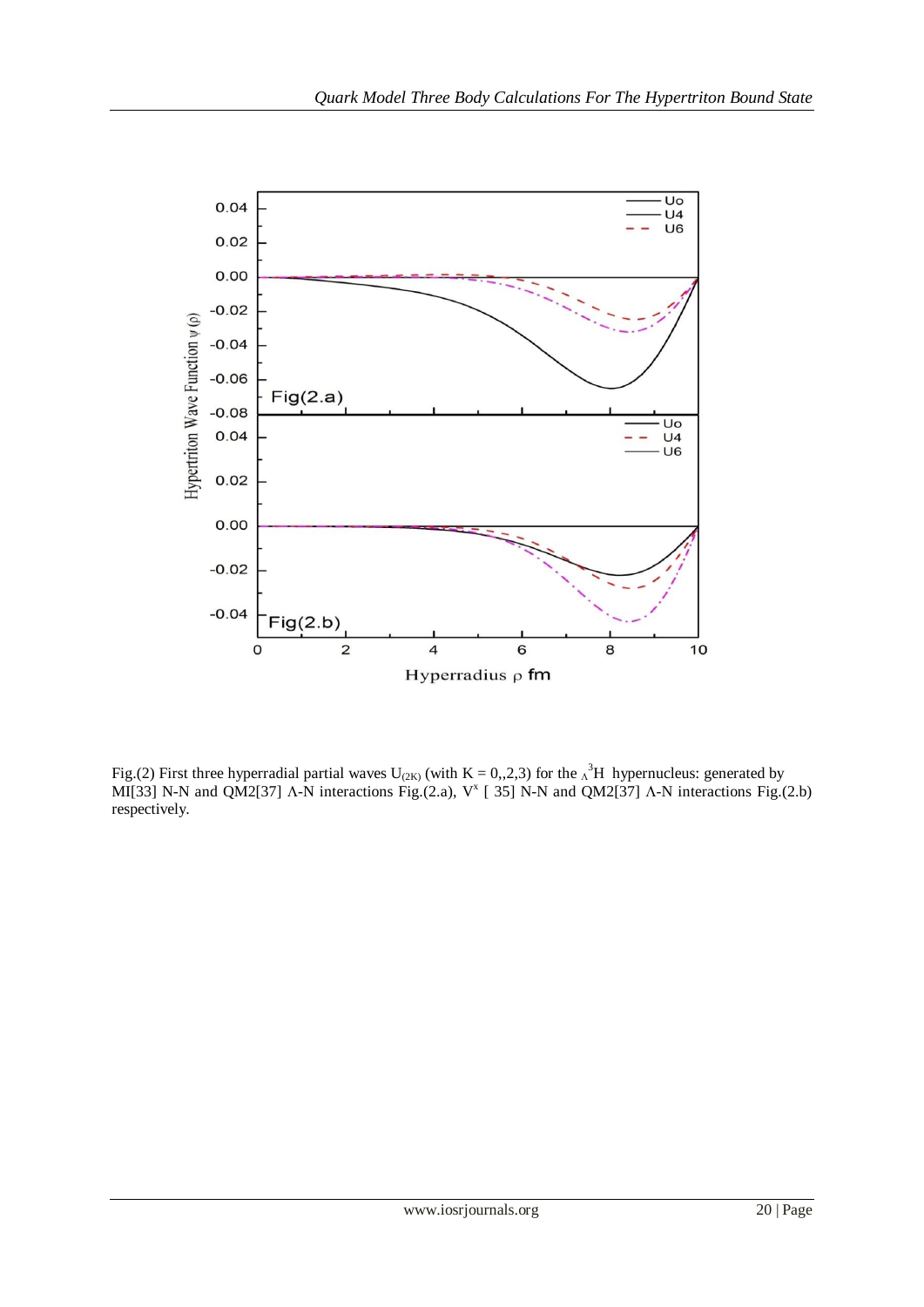0.04
0.02
0.00
-0.02
-0.04
-0.06
-0.08
Fig(2.a)
Uo
U4
U6

0.04
0.02
0.00
-0.02
-0.04
Fig(2.b)
Uo
U4
U6

0
2
4
6
8
10

Hypertriton Wave Function ψ (ρ)

Hyperradius ρ fm

Fig.(2) First three hyperradial partial waves $U_{(2K)}$ (with K = 0,,2,3) for the $_{\Lambda}^{3}H$ hypernucleus: generated by MI[33] N-N and QM2[37] Λ-N interactions Fig.(2.a), $V^{x}$ [ 35] N-N and QM2[37] Λ-N interactions Fig.(2.b) respectively.